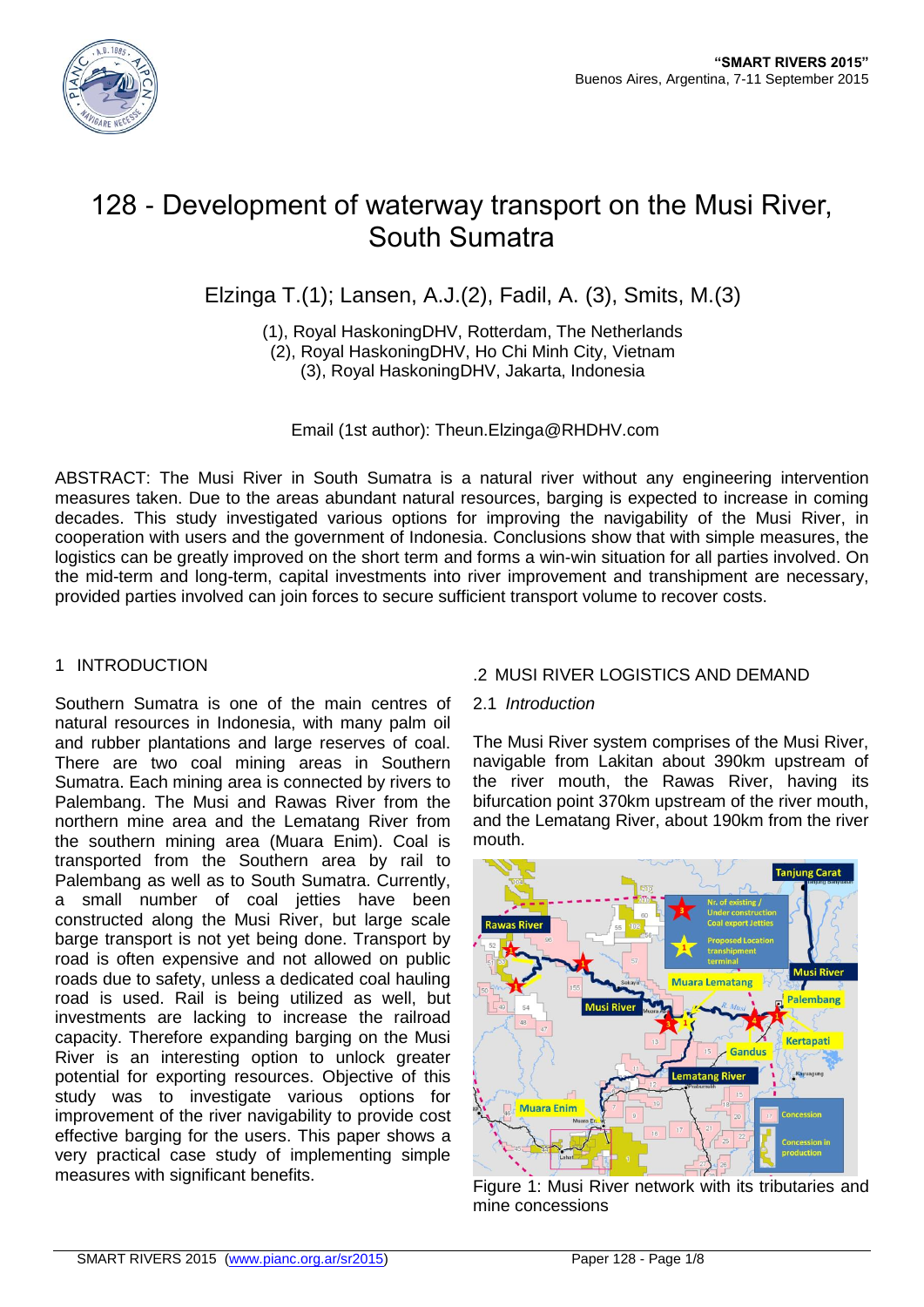# 128 - Development of waterway transport on the Musi River, South Sumatra

Elzinga T.(1); Lansen, A.J.(2), Fadil, A. (3), Smits, M.(3)

(1), Royal HaskoningDHV, Rotterdam, The Netherlands
(2), Royal HaskoningDHV, Ho Chi Minh City, Vietnam
(3), Royal HaskoningDHV, Jakarta, Indonesia

Email (1st author): Theun.Elzinga@RHDHV.com

ABSTRACT: The Musi River in South Sumatra is a natural river without any engineering intervention measures taken. Due to the areas abundant natural resources, barging is expected to increase in coming decades. This study investigated various options for improving the navigability of the Musi River, in cooperation with users and the government of Indonesia. Conclusions show that with simple measures, the logistics can be greatly improved on the short term and forms a win-win situation for all parties involved. On the mid-term and long-term, capital investments into river improvement and transhipment are necessary, provided parties involved can join forces to secure sufficient transport volume to recover costs.

## 1 INTRODUCTION

Southern Sumatra is one of the main centres of natural resources in Indonesia, with many palm oil and rubber plantations and large reserves of coal. There are two coal mining areas in Southern Sumatra. Each mining area is connected by rivers to Palembang. The Musi and Rawas River from the northern mine area and the Lematang River from the southern mining area (Muara Enim). Coal is transported from the Southern area by rail to Palembang as well as to South Sumatra. Currently, a small number of coal jetties have been constructed along the Musi River, but large scale barge transport is not yet being done. Transport by road is often expensive and not allowed on public roads due to safety, unless a dedicated coal hauling road is used. Rail is being utilized as well, but investments are lacking to increase the railroad capacity. Therefore expanding barging on the Musi River is an interesting option to unlock greater potential for exporting resources. Objective of this study was to investigate various options for improvement of the river navigability to provide cost effective barging for the users. This paper shows a very practical case study of implementing simple measures with significant benefits.

## .2 MUSI RIVER LOGISTICS AND DEMAND

### 2.1 *Introduction*

The Musi River system comprises of the Musi River, navigable from Lakitan about 390km upstream of the river mouth, the Rawas River, having its bifurcation point 370km upstream of the river mouth, and the Lematang River, about 190km from the river mouth.

Figure 1: Musi River network with its tributaries and mine concessions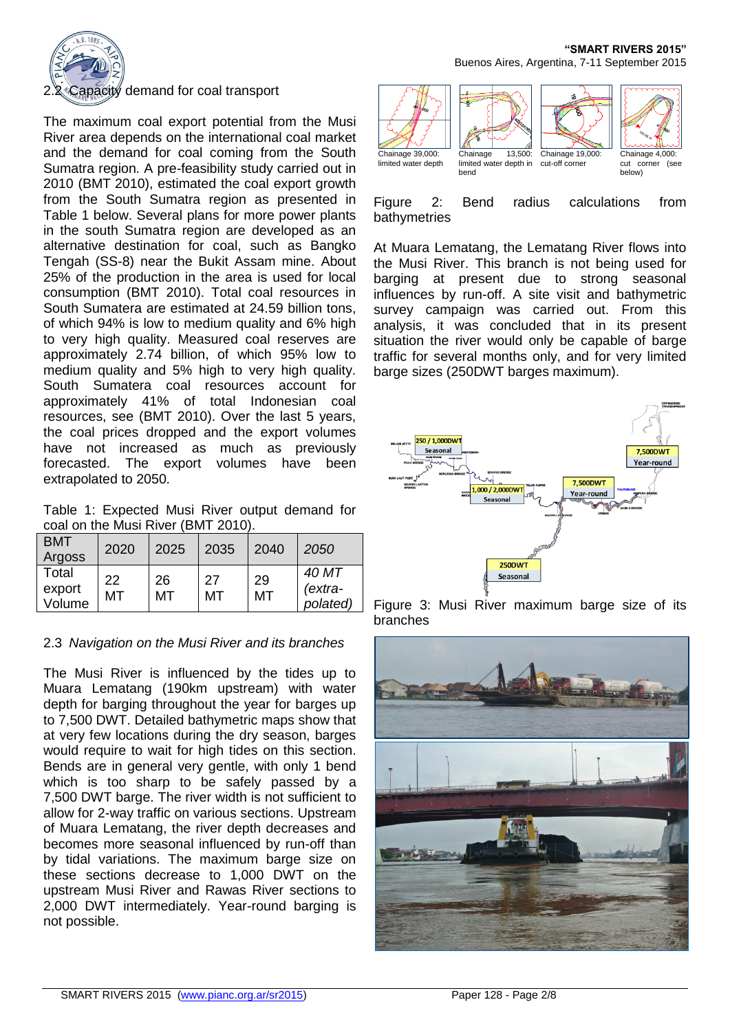## 2.2 Capacity demand for coal transport

The maximum coal export potential from the Musi River area depends on the international coal market and the demand for coal coming from the South Sumatra region. A pre-feasibility study carried out in 2010 (BMT 2010), estimated the coal export growth from the South Sumatra region as presented in Table 1 below. Several plans for more power plants in the south Sumatra region are developed as an alternative destination for coal, such as Bangko Tengah (SS-8) near the Bukit Assam mine. About 25% of the production in the area is used for local consumption (BMT 2010). Total coal resources in South Sumatera are estimated at 24.59 billion tons, of which 94% is low to medium quality and 6% high to very high quality. Measured coal reserves are approximately 2.74 billion, of which 95% low to medium quality and 5% high to very high quality. South Sumatera coal resources account for approximately 41% of total Indonesian coal resources, see (BMT 2010). Over the last 5 years, the coal prices dropped and the export volumes have not increased as much as previously forecasted. The export volumes have been extrapolated to 2050.

Table 1: Expected Musi River output demand for coal on the Musi River (BMT 2010).

| BMT Argoss | 2020 | 2025 | 2035 | 2040 | *2050* |
|---|---|---|---|---|---|
| Total export Volume | 22 MT | 26 MT | 27 MT | 29 MT | *40 MT (extra-polated)* |

## 2.3 *Navigation on the Musi River and its branches*

The Musi River is influenced by the tides up to Muara Lematang (190km upstream) with water depth for barging throughout the year for barges up to 7,500 DWT. Detailed bathymetric maps show that at very few locations during the dry season, barges would require to wait for high tides on this section. Bends are in general very gentle, with only 1 bend which is too sharp to be safely passed by a 7,500 DWT barge. The river width is not sufficient to allow for 2-way traffic on various sections. Upstream of Muara Lematang, the river depth decreases and becomes more seasonal influenced by run-off than by tidal variations. The maximum barge size on these sections decrease to 1,000 DWT on the upstream Musi River and Rawas River sections to 2,000 DWT intermediately. Year-round barging is not possible.

Chainage 39,000: limited water depth | Chainage 13,500: limited water depth in bend | Chainage 19,000: cut-off corner | Chainage 4,000: cut corner (see below)

Figure 2: Bend radius calculations from bathymetries

At Muara Lematang, the Lematang River flows into the Musi River. This branch is not being used for barging at present due to strong seasonal influences by run-off. A site visit and bathymetric survey campaign was carried out. From this analysis, it was concluded that in its present situation the river would only be capable of barge traffic for several months only, and for very limited barge sizes (250DWT barges maximum).

Figure 3: Musi River maximum barge size of its branches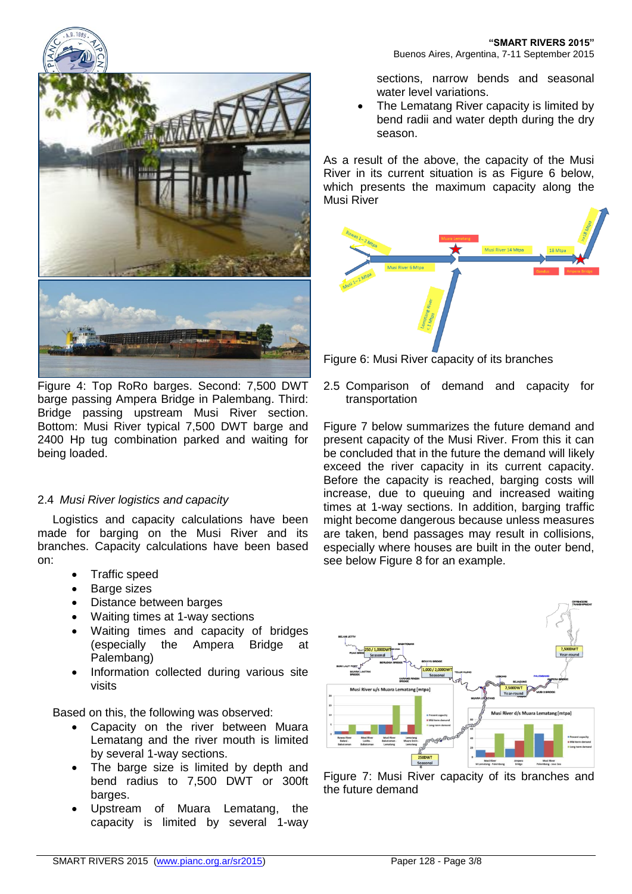Figure 4: Top RoRo barges. Second: 7,500 DWT barge passing Ampera Bridge in Palembang. Third: Bridge passing upstream Musi River section. Bottom: Musi River typical 7,500 DWT barge and 2400 Hp tug combination parked and waiting for being loaded.

### 2.4 *Musi River logistics and capacity*

Logistics and capacity calculations have been made for barging on the Musi River and its branches. Capacity calculations have been based on:

- Traffic speed
- Barge sizes
- Distance between barges
- Waiting times at 1-way sections
- Waiting times and capacity of bridges (especially the Ampera Bridge at Palembang)
- Information collected during various site visits

Based on this, the following was observed:

- Capacity on the river between Muara Lematang and the river mouth is limited by several 1-way sections.
- The barge size is limited by depth and bend radius to 7,500 DWT or 300ft barges.
- Upstream of Muara Lematang, the capacity is limited by several 1-way sections, narrow bends and seasonal water level variations.
- The Lematang River capacity is limited by bend radii and water depth during the dry season.

As a result of the above, the capacity of the Musi River in its current situation is as Figure 6 below, which presents the maximum capacity along the Musi River

Figure 6: Musi River capacity of its branches

### 2.5 Comparison of demand and capacity for transportation

Figure 7 below summarizes the future demand and present capacity of the Musi River. From this it can be concluded that in the future the demand will likely exceed the river capacity in its current capacity. Before the capacity is reached, barging costs will increase, due to queuing and increased waiting times at 1-way sections. In addition, barging traffic might become dangerous because unless measures are taken, bend passages may result in collisions, especially where houses are built in the outer bend, see below Figure 8 for an example.

Figure 7: Musi River capacity of its branches and the future demand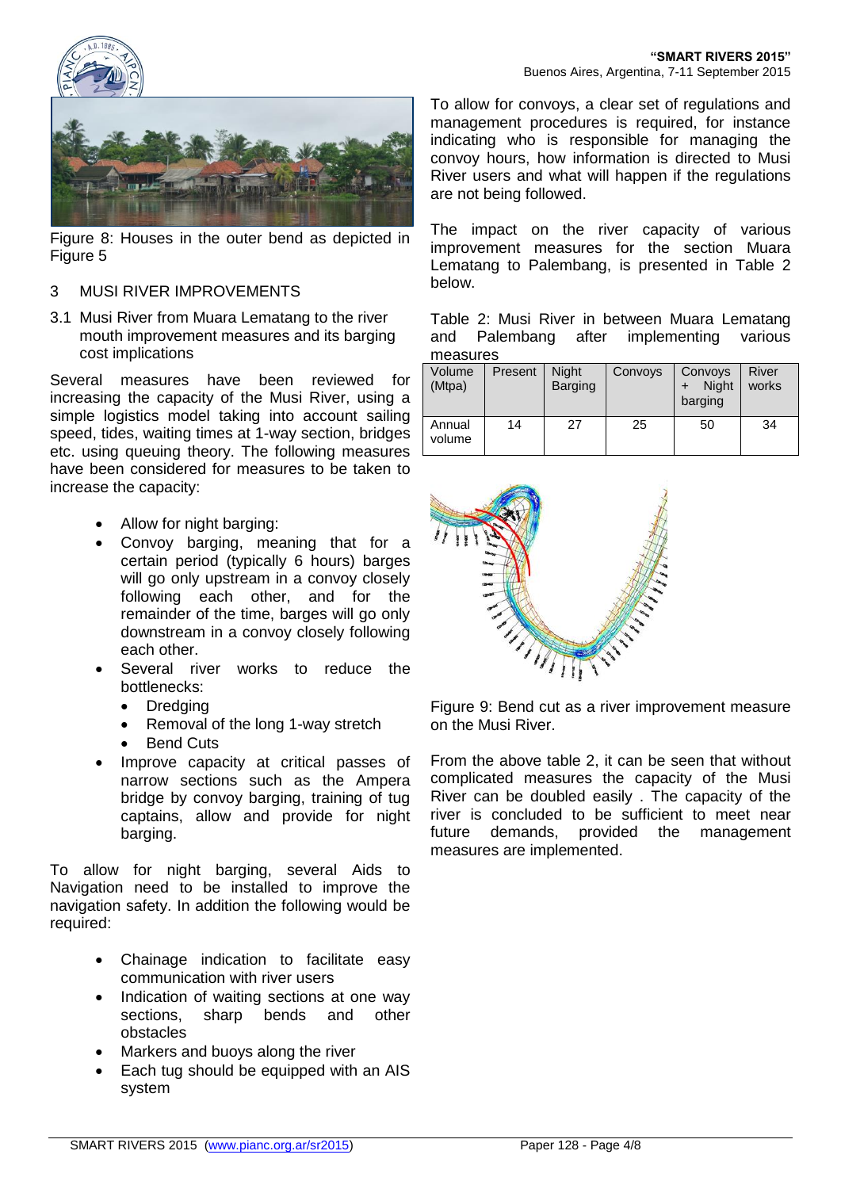Figure 8: Houses in the outer bend as depicted in Figure 5

## 3 MUSI RIVER IMPROVEMENTS

### 3.1 Musi River from Muara Lematang to the river mouth improvement measures and its barging cost implications

Several measures have been reviewed for increasing the capacity of the Musi River, using a simple logistics model taking into account sailing speed, tides, waiting times at 1-way section, bridges etc. using queuing theory. The following measures have been considered for measures to be taken to increase the capacity:

- Allow for night barging:
- Convoy barging, meaning that for a certain period (typically 6 hours) barges will go only upstream in a convoy closely following each other, and for the remainder of the time, barges will go only downstream in a convoy closely following each other.
- Several river works to reduce the bottlenecks:
  - Dredging
  - Removal of the long 1-way stretch
  - Bend Cuts
- Improve capacity at critical passes of narrow sections such as the Ampera bridge by convoy barging, training of tug captains, allow and provide for night barging.

To allow for night barging, several Aids to Navigation need to be installed to improve the navigation safety. In addition the following would be required:

- Chainage indication to facilitate easy communication with river users
- Indication of waiting sections at one way sections, sharp bends and other obstacles
- Markers and buoys along the river
- Each tug should be equipped with an AIS system

To allow for convoys, a clear set of regulations and management procedures is required, for instance indicating who is responsible for managing the convoy hours, how information is directed to Musi River users and what will happen if the regulations are not being followed.

The impact on the river capacity of various improvement measures for the section Muara Lematang to Palembang, is presented in Table 2 below.

Table 2: Musi River in between Muara Lematang and Palembang after implementing various measures

| Volume (Mtpa) | Present | Night Barging | Convoys | Convoys + Night barging | River works |
|---|---|---|---|---|---|
| Annual volume | 14 | 27 | 25 | 50 | 34 |

Figure 9: Bend cut as a river improvement measure on the Musi River.

From the above table 2, it can be seen that without complicated measures the capacity of the Musi River can be doubled easily . The capacity of the river is concluded to be sufficient to meet near future demands, provided the management measures are implemented.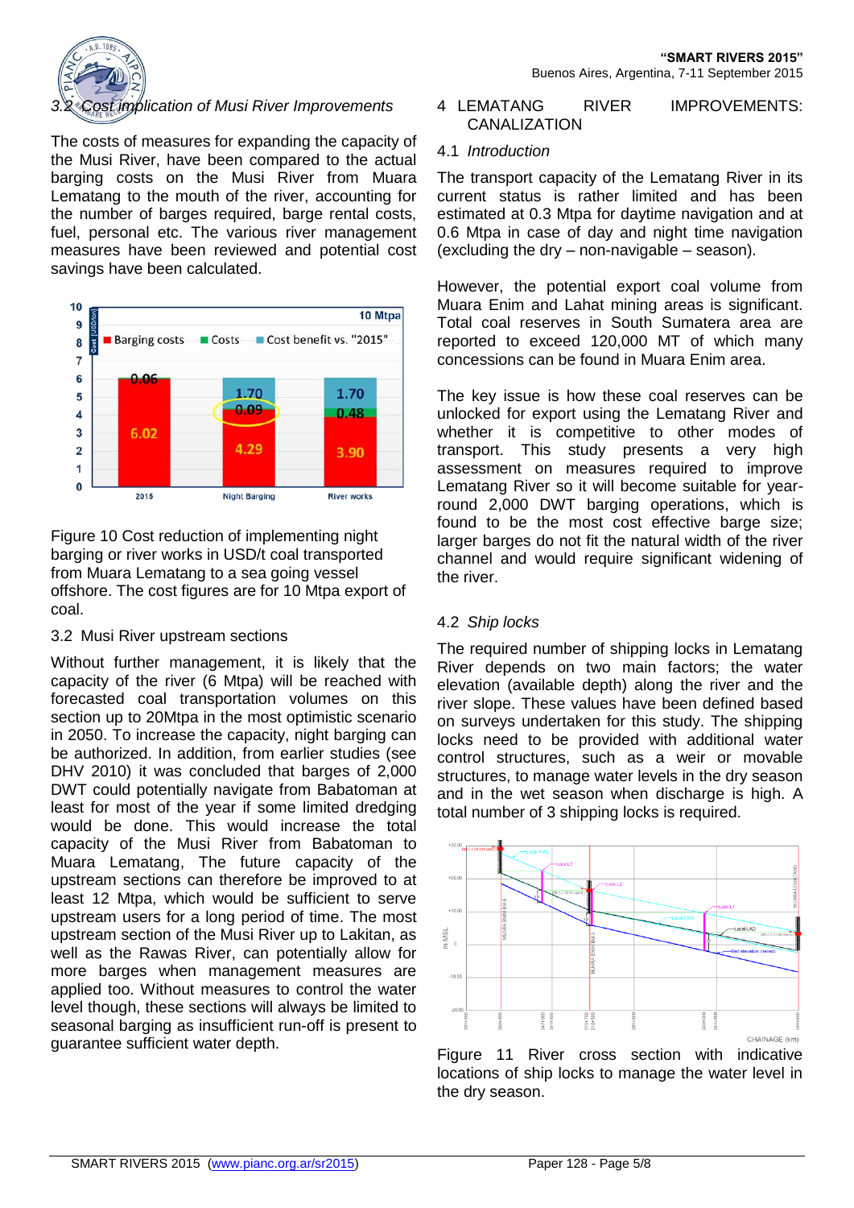### 3.2 *Cost implication of Musi River Improvements*

The costs of measures for expanding the capacity of the Musi River, have been compared to the actual barging costs on the Musi River from Muara Lematang to the mouth of the river, accounting for the number of barges required, barge rental costs, fuel, personal etc. The various river management measures have been reviewed and potential cost savings have been calculated.

Figure 10 Cost reduction of implementing night barging or river works in USD/t coal transported from Muara Lematang to a sea going vessel offshore. The cost figures are for 10 Mtpa export of coal.

### 3.2 Musi River upstream sections

Without further management, it is likely that the capacity of the river (6 Mtpa) will be reached with forecasted coal transportation volumes on this section up to 20Mtpa in the most optimistic scenario in 2050. To increase the capacity, night barging can be authorized. In addition, from earlier studies (see DHV 2010) it was concluded that barges of 2,000 DWT could potentially navigate from Babatoman at least for most of the year if some limited dredging would be done. This would increase the total capacity of the Musi River from Babatoman to Muara Lematang, The future capacity of the upstream sections can therefore be improved to at least 12 Mtpa, which would be sufficient to serve upstream users for a long period of time. The most upstream section of the Musi River up to Lakitan, as well as the Rawas River, can potentially allow for more barges when management measures are applied too. Without measures to control the water level though, these sections will always be limited to seasonal barging as insufficient run-off is present to guarantee sufficient water depth.

## 4 LEMATANG RIVER IMPROVEMENTS: CANALIZATION

### 4.1 *Introduction*

The transport capacity of the Lematang River in its current status is rather limited and has been estimated at 0.3 Mtpa for daytime navigation and at 0.6 Mtpa in case of day and night time navigation (excluding the dry – non-navigable – season).

However, the potential export coal volume from Muara Enim and Lahat mining areas is significant. Total coal reserves in South Sumatera area are reported to exceed 120,000 MT of which many concessions can be found in Muara Enim area.

The key issue is how these coal reserves can be unlocked for export using the Lematang River and whether it is competitive to other modes of transport. This study presents a very high assessment on measures required to improve Lematang River so it will become suitable for year-round 2,000 DWT barging operations, which is found to be the most cost effective barge size; larger barges do not fit the natural width of the river channel and would require significant widening of the river.

### 4.2 *Ship locks*

The required number of shipping locks in Lematang River depends on two main factors; the water elevation (available depth) along the river and the river slope. These values have been defined based on surveys undertaken for this study. The shipping locks need to be provided with additional water control structures, such as a weir or movable structures, to manage water levels in the dry season and in the wet season when discharge is high. A total number of 3 shipping locks is required.

Figure 11 River cross section with indicative locations of ship locks to manage the water level in the dry season.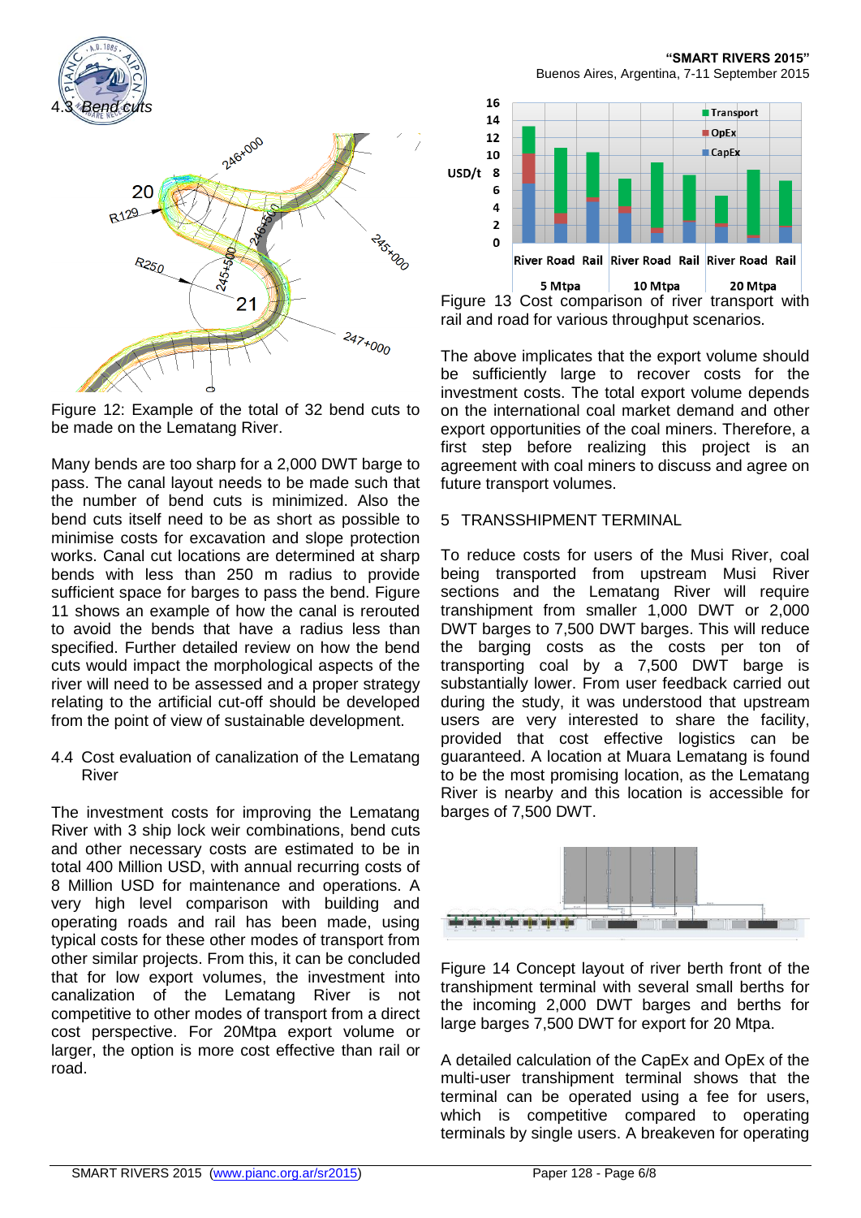### 4.3 Bend cuts

Figure 12: Example of the total of 32 bend cuts to be made on the Lematang River.

Many bends are too sharp for a 2,000 DWT barge to pass. The canal layout needs to be made such that the number of bend cuts is minimized. Also the bend cuts itself need to be as short as possible to minimise costs for excavation and slope protection works. Canal cut locations are determined at sharp bends with less than 250 m radius to provide sufficient space for barges to pass the bend. Figure 11 shows an example of how the canal is rerouted to avoid the bends that have a radius less than specified. Further detailed review on how the bend cuts would impact the morphological aspects of the river will need to be assessed and a proper strategy relating to the artificial cut-off should be developed from the point of view of sustainable development.

### 4.4 Cost evaluation of canalization of the Lematang River

The investment costs for improving the Lematang River with 3 ship lock weir combinations, bend cuts and other necessary costs are estimated to be in total 400 Million USD, with annual recurring costs of 8 Million USD for maintenance and operations. A very high level comparison with building and operating roads and rail has been made, using typical costs for these other modes of transport from other similar projects. From this, it can be concluded that for low export volumes, the investment into canalization of the Lematang River is not competitive to other modes of transport from a direct cost perspective. For 20Mtpa export volume or larger, the option is more cost effective than rail or road.

Figure 13 Cost comparison of river transport with rail and road for various throughput scenarios.

The above implicates that the export volume should be sufficiently large to recover costs for the investment costs. The total export volume depends on the international coal market demand and other export opportunities of the coal miners. Therefore, a first step before realizing this project is an agreement with coal miners to discuss and agree on future transport volumes.

## 5 TRANSSHIPMENT TERMINAL

To reduce costs for users of the Musi River, coal being transported from upstream Musi River sections and the Lematang River will require transhipment from smaller 1,000 DWT or 2,000 DWT barges to 7,500 DWT barges. This will reduce the barging costs as the costs per ton of transporting coal by a 7,500 DWT barge is substantially lower. From user feedback carried out during the study, it was understood that upstream users are very interested to share the facility, provided that cost effective logistics can be guaranteed. A location at Muara Lematang is found to be the most promising location, as the Lematang River is nearby and this location is accessible for barges of 7,500 DWT.

Figure 14 Concept layout of river berth front of the transhipment terminal with several small berths for the incoming 2,000 DWT barges and berths for large barges 7,500 DWT for export for 20 Mtpa.

A detailed calculation of the CapEx and OpEx of the multi-user transhipment terminal shows that the terminal can be operated using a fee for users, which is competitive compared to operating terminals by single users. A breakeven for operating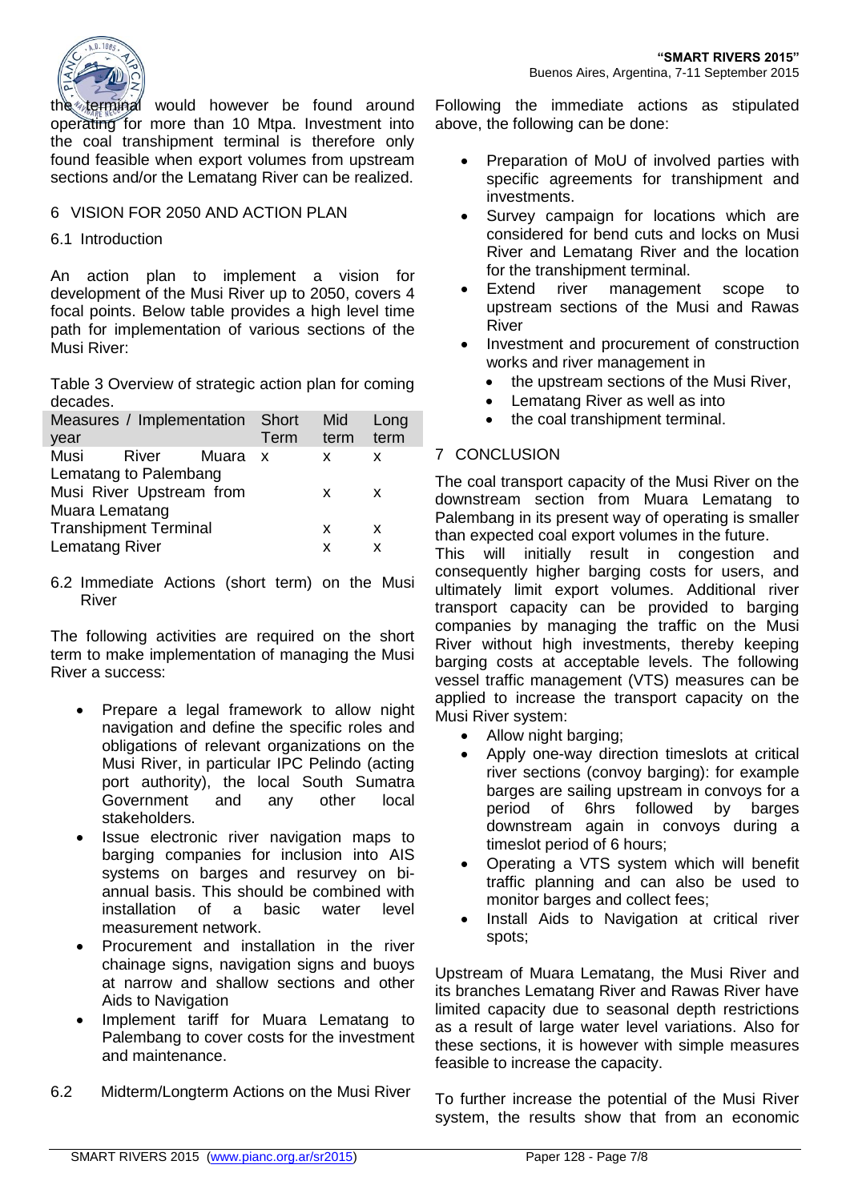the terminal would however be found around operating for more than 10 Mtpa. Investment into the coal transhipment terminal is therefore only found feasible when export volumes from upstream sections and/or the Lematang River can be realized.

## 6 VISION FOR 2050 AND ACTION PLAN

### 6.1 Introduction

An action plan to implement a vision for development of the Musi River up to 2050, covers 4 focal points. Below table provides a high level time path for implementation of various sections of the Musi River:

Table 3 Overview of strategic action plan for coming decades.

| Measures / Implementation year | Short Term | Mid term | Long term |
|---|---|---|---|
| Musi River Muara Lematang to Palembang | x | x | x |
| Musi River Upstream from Muara Lematang | | x | x |
| Transhipment Terminal | | x | x |
| Lematang River | | x | x |

### 6.2 Immediate Actions (short term) on the Musi River

The following activities are required on the short term to make implementation of managing the Musi River a success:

- Prepare a legal framework to allow night navigation and define the specific roles and obligations of relevant organizations on the Musi River, in particular IPC Pelindo (acting port authority), the local South Sumatra Government and any other local stakeholders.
- Issue electronic river navigation maps to barging companies for inclusion into AIS systems on barges and resurvey on bi-annual basis. This should be combined with installation of a basic water level measurement network.
- Procurement and installation in the river chainage signs, navigation signs and buoys at narrow and shallow sections and other Aids to Navigation
- Implement tariff for Muara Lematang to Palembang to cover costs for the investment and maintenance.

### 6.2 Midterm/Longterm Actions on the Musi River

Following the immediate actions as stipulated above, the following can be done:

- Preparation of MoU of involved parties with specific agreements for transhipment and investments.
- Survey campaign for locations which are considered for bend cuts and locks on Musi River and Lematang River and the location for the transhipment terminal.
- Extend river management scope to upstream sections of the Musi and Rawas River
- Investment and procurement of construction works and river management in
  - the upstream sections of the Musi River,
  - Lematang River as well as into
  - the coal transhipment terminal.

## 7 CONCLUSION

The coal transport capacity of the Musi River on the downstream section from Muara Lematang to Palembang in its present way of operating is smaller than expected coal export volumes in the future.

This will initially result in congestion and consequently higher barging costs for users, and ultimately limit export volumes. Additional river transport capacity can be provided to barging companies by managing the traffic on the Musi River without high investments, thereby keeping barging costs at acceptable levels. The following vessel traffic management (VTS) measures can be applied to increase the transport capacity on the Musi River system:

- Allow night barging;
- Apply one-way direction timeslots at critical river sections (convoy barging): for example barges are sailing upstream in convoys for a period of 6hrs followed by barges downstream again in convoys during a timeslot period of 6 hours;
- Operating a VTS system which will benefit traffic planning and can also be used to monitor barges and collect fees;
- Install Aids to Navigation at critical river spots;

Upstream of Muara Lematang, the Musi River and its branches Lematang River and Rawas River have limited capacity due to seasonal depth restrictions as a result of large water level variations. Also for these sections, it is however with simple measures feasible to increase the capacity.

To further increase the potential of the Musi River system, the results show that from an economic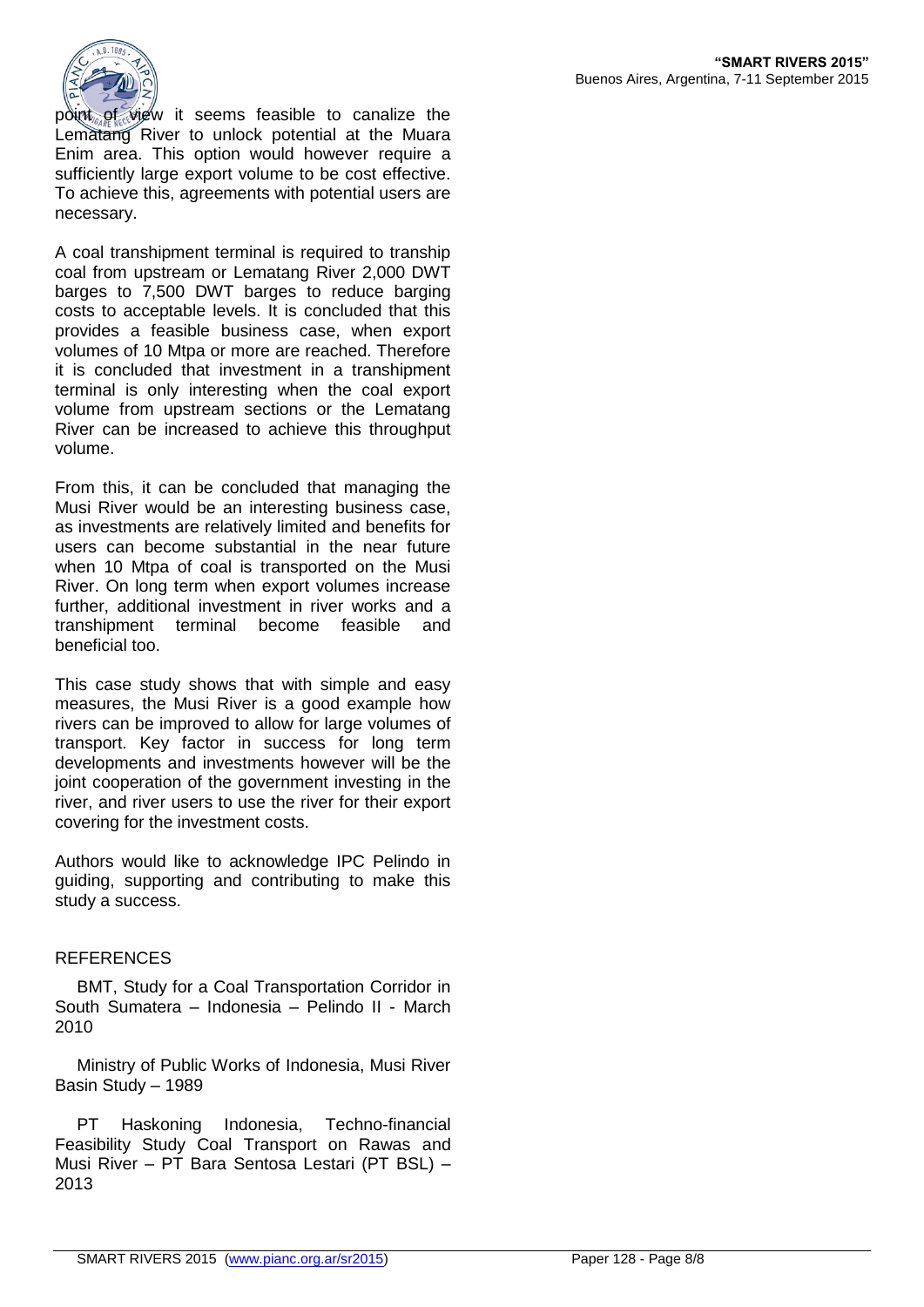point of view it seems feasible to canalize the Lematang River to unlock potential at the Muara Enim area. This option would however require a sufficiently large export volume to be cost effective. To achieve this, agreements with potential users are necessary.

A coal transhipment terminal is required to tranship coal from upstream or Lematang River 2,000 DWT barges to 7,500 DWT barges to reduce barging costs to acceptable levels. It is concluded that this provides a feasible business case, when export volumes of 10 Mtpa or more are reached. Therefore it is concluded that investment in a transhipment terminal is only interesting when the coal export volume from upstream sections or the Lematang River can be increased to achieve this throughput volume.

From this, it can be concluded that managing the Musi River would be an interesting business case, as investments are relatively limited and benefits for users can become substantial in the near future when 10 Mtpa of coal is transported on the Musi River. On long term when export volumes increase further, additional investment in river works and a transhipment terminal become feasible and beneficial too.

This case study shows that with simple and easy measures, the Musi River is a good example how rivers can be improved to allow for large volumes of transport. Key factor in success for long term developments and investments however will be the joint cooperation of the government investing in the river, and river users to use the river for their export covering for the investment costs.

Authors would like to acknowledge IPC Pelindo in guiding, supporting and contributing to make this study a success.

## REFERENCES

BMT, Study for a Coal Transportation Corridor in South Sumatera – Indonesia – Pelindo II - March 2010

Ministry of Public Works of Indonesia, Musi River Basin Study – 1989

PT Haskoning Indonesia, Techno-financial Feasibility Study Coal Transport on Rawas and Musi River – PT Bara Sentosa Lestari (PT BSL) – 2013